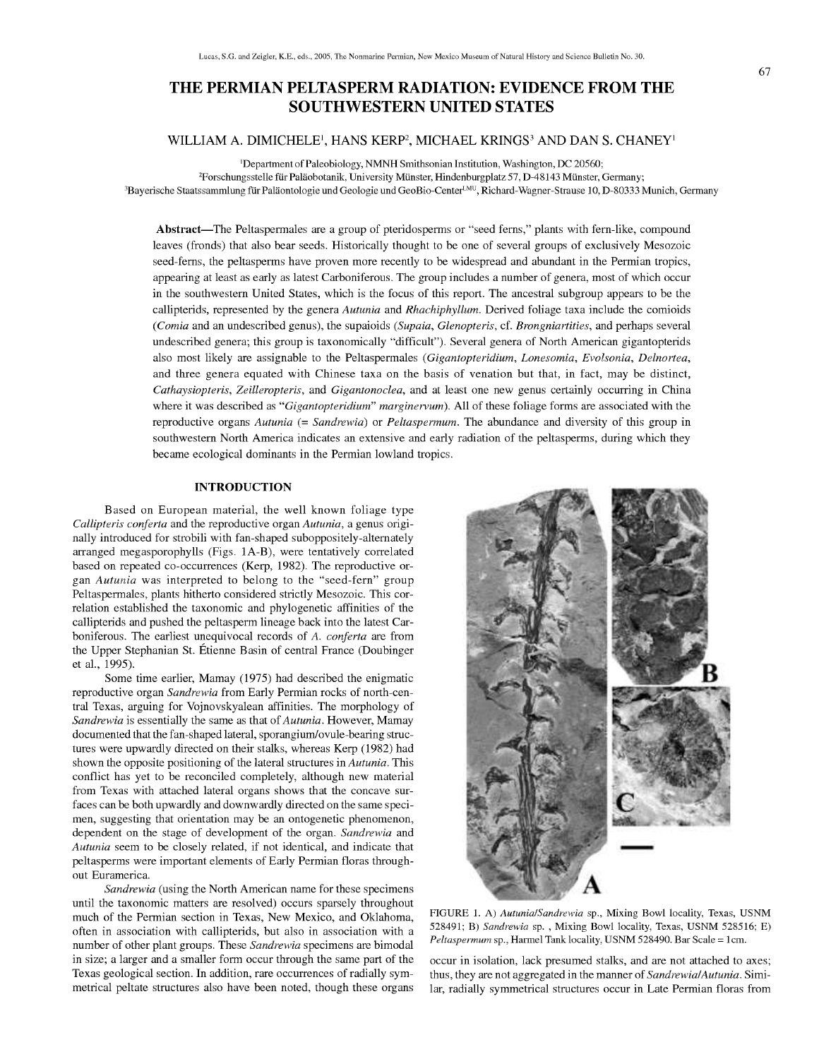# THE PERMIAN PELTASPERM RADIATION: EVIDENCE FROM THE SOUTHWESTERN UNITED STATES

WILLIAM A. DIMICHELE[1], HANS KERP[2], MICHAEL KRINGS[3] AND DAN S. CHANEY[1]

[1]Department of Paleobiology, NMNH Smithsonian Institution, Washington, DC 20560;
[2]Forschungsstelle für Paläobotanik, University Münster, Hindenburgplatz 57, D-48143 Münster, Germany;
[3]Bayerische Staatssammlung für Paläontologie und Geologie und GeoBio-Center[LMU], Richard-Wagner-Strause 10, D-80333 Munich, Germany

**Abstract**—The Peltaspermales are a group of pteridosperms or "seed ferns," plants with fern-like, compound leaves (fronds) that also bear seeds. Historically thought to be one of several groups of exclusively Mesozoic seed-ferns, the peltasperms have proven more recently to be widespread and abundant in the Permian tropics, appearing at least as early as latest Carboniferous. The group includes a number of genera, most of which occur in the southwestern United States, which is the focus of this report. The ancestral subgroup appears to be the callipterids, represented by the genera *Autunia* and *Rhachiphyllum*. Derived foliage taxa include the comioids (*Comia* and an undescribed genus), the supaioids (*Supaia*, *Glenopteris*, cf. *Brongniartities*, and perhaps several undescribed genera; this group is taxonomically "difficult"). Several genera of North American gigantopterids also most likely are assignable to the Peltaspermales (*Gigantopteridium*, *Lonesomia*, *Evolsonia*, *Delnortea*, and three genera equated with Chinese taxa on the basis of venation but that, in fact, may be distinct, *Cathaysiopteris*, *Zeilleropteris*, and *Gigantonoclea*, and at least one new genus certainly occurring in China where it was described as "*Gigantopteridium*" *marginervum*). All of these foliage forms are associated with the reproductive organs *Autunia* (= *Sandrewia*) or *Peltaspermum*. The abundance and diversity of this group in southwestern North America indicates an extensive and early radiation of the peltasperms, during which they became ecological dominants in the Permian lowland tropics.

## INTRODUCTION

Based on European material, the well known foliage type *Callipteris conferta* and the reproductive organ *Autunia*, a genus originally introduced for strobili with fan-shaped suboppositely-alternately arranged megasporophylls (Figs. 1A-B), were tentatively correlated based on repeated co-occurrences (Kerp, 1982). The reproductive organ *Autunia* was interpreted to belong to the "seed-fern" group Peltaspermales, plants hitherto considered strictly Mesozoic. This correlation established the taxonomic and phylogenetic affinities of the callipterids and pushed the peltasperm lineage back into the latest Carboniferous. The earliest unequivocal records of *A. conferta* are from the Upper Stephanian St. Étienne Basin of central France (Doubinger et al., 1995).

Some time earlier, Mamay (1975) had described the enigmatic reproductive organ *Sandrewia* from Early Permian rocks of north-central Texas, arguing for Vojnovskyalean affinities. The morphology of *Sandrewia* is essentially the same as that of *Autunia*. However, Mamay documented that the fan-shaped lateral, sporangium/ovule-bearing structures were upwardly directed on their stalks, whereas Kerp (1982) had shown the opposite positioning of the lateral structures in *Autunia*. This conflict has yet to be reconciled completely, although new material from Texas with attached lateral organs shows that the concave surfaces can be both upwardly and downwardly directed on the same specimen, suggesting that orientation may be an ontogenetic phenomenon, dependent on the stage of development of the organ. *Sandrewia* and *Autunia* seem to be closely related, if not identical, and indicate that peltasperms were important elements of Early Permian floras throughout Euramerica.

*Sandrewia* (using the North American name for these specimens until the taxonomic matters are resolved) occurs sparsely throughout much of the Permian section in Texas, New Mexico, and Oklahoma, often in association with callipterids, but also in association with a number of other plant groups. These *Sandrewia* specimens are bimodal in size; a larger and a smaller form occur through the same part of the Texas geological section. In addition, rare occurrences of radially symmetrical peltate structures also have been noted, though these organs occur in isolation, lack presumed stalks, and are not attached to axes; thus, they are not aggregated in the manner of *Sandrewia/Autunia*. Similar, radially symmetrical structures occur in Late Permian floras from

FIGURE 1. A) *Autunia/Sandrewia* sp., Mixing Bowl locality, Texas, USNM 528491; B) *Sandrewia* sp. , Mixing Bowl locality, Texas, USNM 528516; E) *Peltaspermum* sp., Harmel Tank locality, USNM 528490. Bar Scale = 1cm.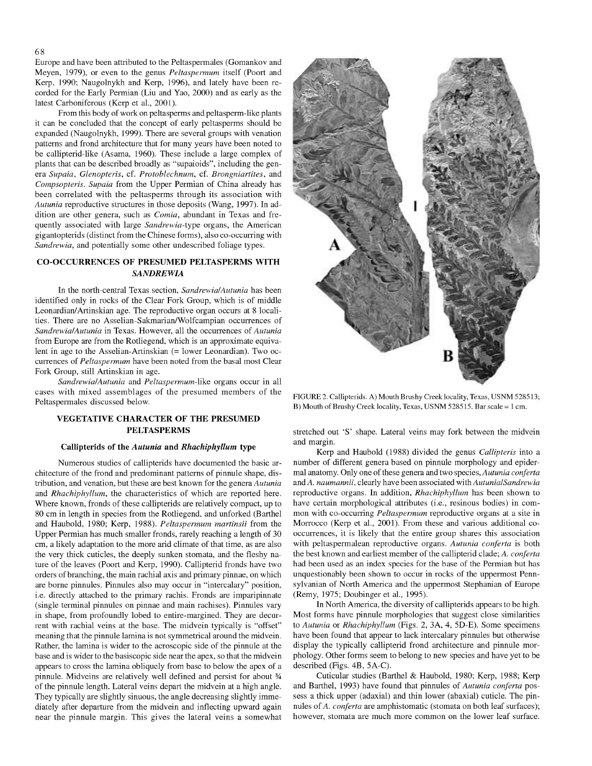Europe and have been attributed to the Peltaspermales (Gomankov and Meyen, 1979), or even to the genus *Peltaspermum* itself (Poort and Kerp, 1990; Naugolnykh and Kerp, 1996), and lately have been recorded for the Early Permian (Liu and Yao, 2000) and as early as the latest Carboniferous (Kerp et al., 2001).

From this body of work on peltasperms and peltasperm-like plants it can be concluded that the concept of early peltasperms should be expanded (Naugolnykh, 1999). There are several groups with venation patterns and frond architecture that for many years have been noted to be callipterid-like (Asama, 1960). These include a large complex of plants that can be described broadly as "supaioids", including the genera *Supaia*, *Glenopteris*, cf. *Protoblechnum*, cf. *Brongniartites*, and *Compsopteris*. *Supaia* from the Upper Permian of China already has been correlated with the peltasperms through its association with *Autunia* reproductive structures in those deposits (Wang, 1997). In addition are other genera, such as *Comia*, abundant in Texas and frequently associated with large *Sandrewia*-type organs, the American gigantopterids (distinct from the Chinese forms), also co-occurring with *Sandrewia*, and potentially some other undescribed foliage types.

## CO-OCCURRENCES OF PRESUMED PELTASPERMS WITH *SANDREWIA*

In the north-central Texas section, *Sandrewia/Autunia* has been identified only in rocks of the Clear Fork Group, which is of middle Leonardian/Artinskian age. The reproductive organ occurs at 8 localities. There are no Asselian-Sakmarian/Wolfcampian occurrences of *Sandrewia/Autunia* in Texas. However, all the occurrences of *Autunia* from Europe are from the Rotliegend, which is an approximate equivalent in age to the Asselian-Artinskian (= lower Leonardian). Two occurrences of *Peltaspermum* have been noted from the basal most Clear Fork Group, still Artinskian in age.

*Sandrewia/Autunia* and *Peltaspermum*-like organs occur in all cases with mixed assemblages of the presumed members of the Peltaspermales discussed below.

## VEGETATIVE CHARACTER OF THE PRESUMED PELTASPERMS

### Callipterids of the *Autunia* and *Rhachiphyllum* type

Numerous studies of callipterids have documented the basic architecture of the frond and predominant patterns of pinnule shape, distribution, and venation, but these are best known for the genera *Autunia* and *Rhachiphyllum*, the characteristics of which are reported here. Where known, fronds of these callipterids are relatively compact, up to 80 cm in length in species from the Rotliegend, and unforked (Barthel and Haubold, 1980; Kerp, 1988). *Peltaspermum martinsii* from the Upper Permian has much smaller fronds, rarely reaching a length of 30 cm, a likely adaptation to the more arid climate of that time, as are also the very thick cuticles, the deeply sunken stomata, and the fleshy nature of the leaves (Poort and Kerp, 1990). Callipterid fronds have two orders of branching, the main rachial axis and primary pinnae, on which are borne pinnules. Pinnules also may occur in "intercalary" position, i.e. directly attached to the primary rachis. Fronds are imparipinnate (single terminal pinnules on pinnae and main rachises). Pinnules vary in shape, from profoundly lobed to entire-margined. They are decurrent with rachial veins at the base. The midvein typically is "offset" meaning that the pinnule lamina is not symmetrical around the midvein. Rather, the lamina is wider to the acroscopic side of the pinnule at the base and is wider to the basiscopic side near the apex, so that the midvein appears to cross the lamina obliquely from base to below the apex of a pinnule. Midveins are relatively well defined and persist for about ¾ of the pinnule length. Lateral veins depart the midvein at a high angle. They typically are slightly sinuous, the angle decreasing slightly immediately after departure from the midvein and inflecting upward again near the pinnule margin. This gives the lateral veins a somewhat stretched out 'S' shape. Lateral veins may fork between the midvein and margin.

FIGURE 2. Callipterids. A) Mouth Brushy Creek locality, Texas, USNM 528513; B) Mouth of Brushy Creek locality, Texas, USNM 528515. Bar scale = 1 cm.

Kerp and Haubold (1988) divided the genus *Callipteris* into a number of different genera based on pinnule morphology and epidermal anatomy. Only one of these genera and two species, *Autunia conferta* and *A. naumannii*, clearly have been associated with *Autunia/Sandrewia* reproductive organs. In addition, *Rhachiphyllum* has been shown to have certain morphological attributes (i.e., resinous bodies) in common with co-occurring *Peltaspermum* reproductive organs at a site in Morrocco (Kerp et al., 2001). From these and various additional co-occurrences, it is likely that the entire group shares this association with peltaspermalean reproductive organs. *Autunia conferta* is both the best known and earliest member of the callipterid clade; *A. conferta* had been used as an index species for the base of the Permian but has unquestionably been shown to occur in rocks of the uppermost Pennsylvanian of North America and the uppermost Stephanian of Europe (Remy, 1975; Doubinger et al., 1995).

In North America, the diversity of callipterids appears to be high. Most forms have pinnule morphologies that suggest close similarities to *Autunia* or *Rhachiphyllum* (Figs. 2, 3A, 4, 5D-E). Some specimens have been found that appear to lack intercalary pinnules but otherwise display the typically callipterid frond architecture and pinnule morphology. Other forms seem to belong to new species and have yet to be described (Figs. 4B, 5A-C).

Cuticular studies (Barthel & Haubold, 1980; Kerp, 1988; Kerp and Barthel, 1993) have found that pinnules of *Autunia conferta* possess a thick upper (adaxial) and thin lower (abaxial) cuticle. The pinnules of *A. conferta* are amphistomatic (stomata on both leaf surfaces); however, stomata are much more common on the lower leaf surface.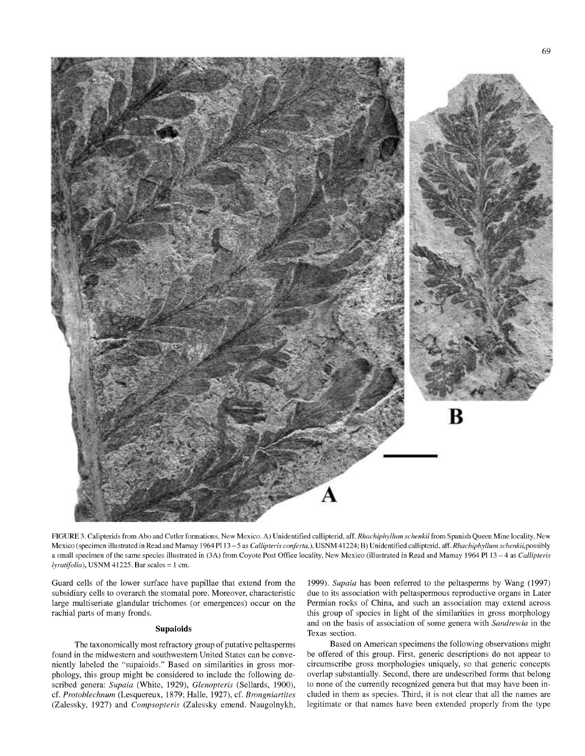FIGURE 3. Calipterids from Abo and Cutler formations, New Mexico. A) Unidentified callipterid, aff. *Rhachiphyllum schenkii* from Spanish Queen Mine locality, New Mexico (specimen illustrated in Read and Mamay 1964 Pl 13 – 5 as *Callipteris conferta,*), USNM 41224; B) Unidentified callipterid, aff. *Rhachiphyllum schenkii,*possibly a small specimen of the same species illustrated in (3A) from Coyote Post Office locality, New Mexico (illustrated in Read and Mamay 1964 Pl 13 – 4 as *Callipteris lyratifolia*), USNM 41225. Bar scales = 1 cm.

Guard cells of the lower surface have papillae that extend from the subsidiary cells to overarch the stomatal pore. Moreover, characteristic large multiseriate glandular trichomes (or emergences) occur on the rachial parts of many fronds.

### Supaioids

The taxonomically most refractory group of putative peltasperms found in the midwestern and southwestern United States can be conveniently labeled the "supaioids." Based on similarities in gross morphology, this group might be considered to include the following described genera: *Supaia* (White, 1929), *Glenopteris* (Sellards, 1900), cf. *Protoblechnum* (Lesquereux, 1879; Halle, 1927), cf. *Brongniartites* (Zalessky, 1927) and *Compsopteris* (Zalessky emend. Naugolnykh, 1999). *Supaia* has been referred to the peltasperms by Wang (1997) due to its association with peltaspermous reproductive organs in Later Permian rocks of China, and such an association may extend across this group of species in light of the similarities in gross morphology and on the basis of association of some genera with *Sandrewia* in the Texas section.

Based on American specimens the following observations might be offered of this group. First, generic descriptions do not appear to circumscribe gross morphologies uniquely, so that generic concepts overlap substantially. Second, there are undescribed forms that belong to none of the currently recognized genera but that may have been included in them as species. Third, it is not clear that all the names are legitimate or that names have been extended properly from the type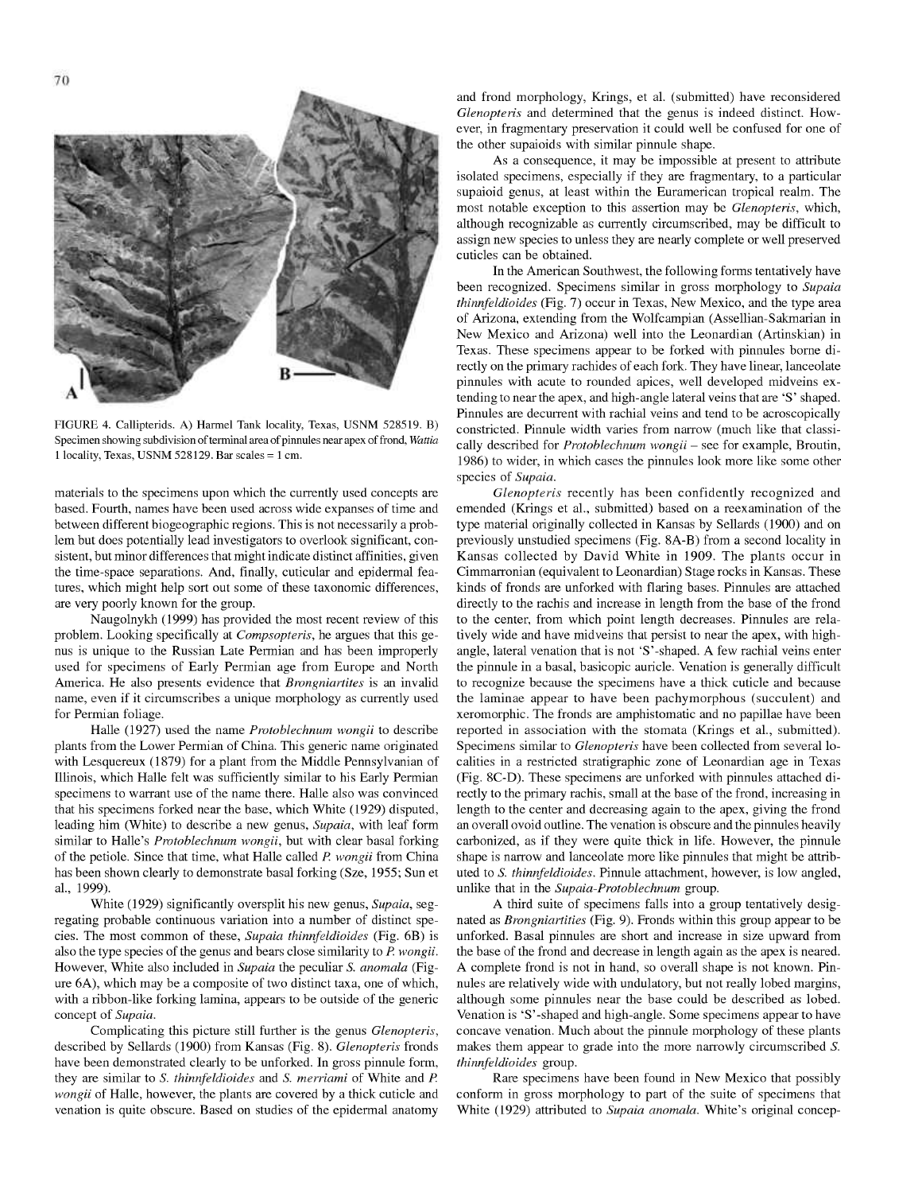FIGURE 4. Callipterids. A) Harmel Tank locality, Texas, USNM 528519. B) Specimen showing subdivision of terminal area of pinnules near apex of frond, *Wattia* 1 locality, Texas, USNM 528129. Bar scales = 1 cm.

materials to the specimens upon which the currently used concepts are based. Fourth, names have been used across wide expanses of time and between different biogeographic regions. This is not necessarily a problem but does potentially lead investigators to overlook significant, consistent, but minor differences that might indicate distinct affinities, given the time-space separations. And, finally, cuticular and epidermal features, which might help sort out some of these taxonomic differences, are very poorly known for the group.

Naugolnykh (1999) has provided the most recent review of this problem. Looking specifically at *Compsopteris*, he argues that this genus is unique to the Russian Late Permian and has been improperly used for specimens of Early Permian age from Europe and North America. He also presents evidence that *Brongniartites* is an invalid name, even if it circumscribes a unique morphology as currently used for Permian foliage.

Halle (1927) used the name *Protoblechnum wongii* to describe plants from the Lower Permian of China. This generic name originated with Lesquereux (1879) for a plant from the Middle Pennsylvanian of Illinois, which Halle felt was sufficiently similar to his Early Permian specimens to warrant use of the name there. Halle also was convinced that his specimens forked near the base, which White (1929) disputed, leading him (White) to describe a new genus, *Supaia*, with leaf form similar to Halle's *Protoblechnum wongii*, but with clear basal forking of the petiole. Since that time, what Halle called *P. wongii* from China has been shown clearly to demonstrate basal forking (Sze, 1955; Sun et al., 1999).

White (1929) significantly oversplit his new genus, *Supaia*, segregating probable continuous variation into a number of distinct species. The most common of these, *Supaia thinnfeldioides* (Fig. 6B) is also the type species of the genus and bears close similarity to *P. wongii*. However, White also included in *Supaia* the peculiar *S. anomala* (Figure 6A), which may be a composite of two distinct taxa, one of which, with a ribbon-like forking lamina, appears to be outside of the generic concept of *Supaia*.

Complicating this picture still further is the genus *Glenopteris*, described by Sellards (1900) from Kansas (Fig. 8). *Glenopteris* fronds have been demonstrated clearly to be unforked. In gross pinnule form, they are similar to *S. thinnfeldioides* and *S. merriami* of White and *P. wongii* of Halle, however, the plants are covered by a thick cuticle and venation is quite obscure. Based on studies of the epidermal anatomy and frond morphology, Krings, et al. (submitted) have reconsidered *Glenopteris* and determined that the genus is indeed distinct. However, in fragmentary preservation it could well be confused for one of the other supaioids with similar pinnule shape.

As a consequence, it may be impossible at present to attribute isolated specimens, especially if they are fragmentary, to a particular supaioid genus, at least within the Euramerican tropical realm. The most notable exception to this assertion may be *Glenopteris*, which, although recognizable as currently circumscribed, may be difficult to assign new species to unless they are nearly complete or well preserved cuticles can be obtained.

In the American Southwest, the following forms tentatively have been recognized. Specimens similar in gross morphology to *Supaia thinnfeldioides* (Fig. 7) occur in Texas, New Mexico, and the type area of Arizona, extending from the Wolfcampian (Asselian-Sakmarian in New Mexico and Arizona) well into the Leonardian (Artinskian) in Texas. These specimens appear to be forked with pinnules borne directly on the primary rachides of each fork. They have linear, lanceolate pinnules with acute to rounded apices, well developed midveins extending to near the apex, and high-angle lateral veins that are 'S' shaped. Pinnules are decurrent with rachial veins and tend to be acroscopically constricted. Pinnule width varies from narrow (much like that classically described for *Protoblechnum wongii* – see for example, Broutin, 1986) to wider, in which cases the pinnules look more like some other species of *Supaia*.

*Glenopteris* recently has been confidently recognized and emended (Krings et al., submitted) based on a reexamination of the type material originally collected in Kansas by Sellards (1900) and on previously unstudied specimens (Fig. 8A-B) from a second locality in Kansas collected by David White in 1909. The plants occur in Cimmaronian (equivalent to Leonardian) Stage rocks in Kansas. These kinds of fronds are unforked with flaring bases. Pinnules are attached directly to the rachis and increase in length from the base of the frond to the center, from which point length decreases. Pinnules are relatively wide and have midveins that persist to near the apex, with high-angle, lateral venation that is not 'S'-shaped. A few rachial veins enter the pinnule in a basal, basicopic auricle. Venation is generally difficult to recognize because the specimens have a thick cuticle and because the laminae appear to have been pachymorphous (succulent) and xeromorphic. The fronds are amphistomatic and no papillae have been reported in association with the stomata (Krings et al., submitted). Specimens similar to *Glenopteris* have been collected from several localities in a restricted stratigraphic zone of Leonardian age in Texas (Fig. 8C-D). These specimens are unforked with pinnules attached directly to the primary rachis, small at the base of the frond, increasing in length to the center and decreasing again to the apex, giving the frond an overall ovoid outline. The venation is obscure and the pinnules heavily carbonized, as if they were quite thick in life. However, the pinnule shape is narrow and lanceolate more like pinnules that might be attributed to *S. thinnfeldioides*. Pinnule attachment, however, is low angled, unlike that in the *Supaia-Protoblechnum* group.

A third suite of specimens falls into a group tentatively designated as *Brongniartites* (Fig. 9). Fronds within this group appear to be unforked. Basal pinnules are short and increase in size upward from the base of the frond and decrease in length again as the apex is neared. A complete frond is not in hand, so overall shape is not known. Pinnules are relatively wide with undulatory, but not really lobed margins, although some pinnules near the base could be described as lobed. Venation is 'S'-shaped and high-angle. Some specimens appear to have concave venation. Much about the pinnule morphology of these plants makes them appear to grade into the more narrowly circumscribed *S. thinnfeldioides* group.

Rare specimens have been found in New Mexico that possibly conform in gross morphology to part of the suite of specimens that White (1929) attributed to *Supaia anomala*. White's original concep-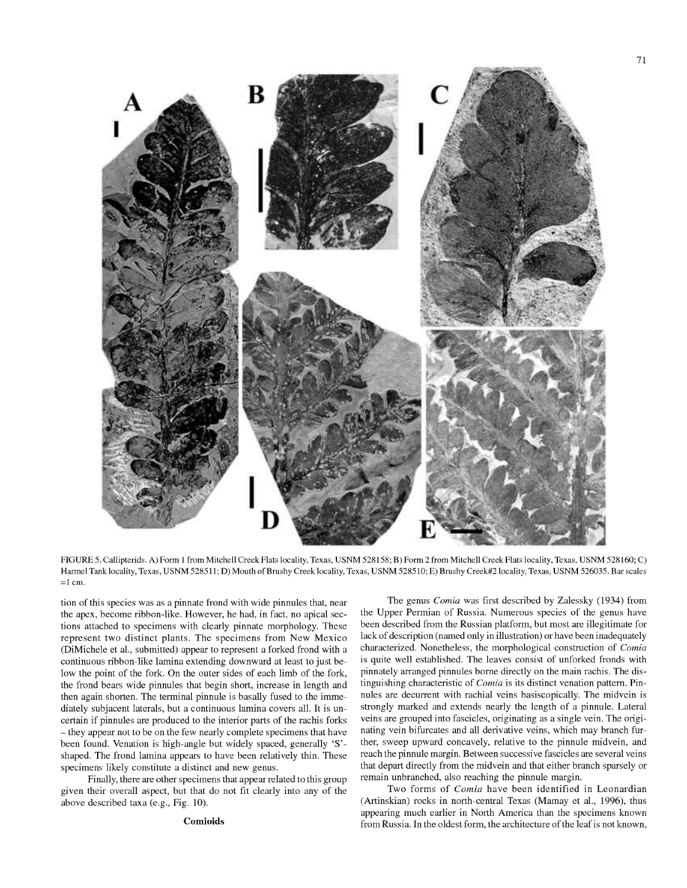FIGURE 5. Callipterids. A) Form 1 from Mitchell Creek Flats locality, Texas, USNM 528158; B) Form 2 from Mitchell Creek Flats locality, Texas, USNM 528160; C) Harmel Tank locality, Texas, USNM 528511; D) Mouth of Brushy Creek locality, Texas, USNM 528510; E) Brushy Creek#2 locality, Texas, USNM 526035. Bar scales =1 cm.

tion of this species was as a pinnate frond with wide pinnules that, near the apex, become ribbon-like. However, he had, in fact, no apical sections attached to specimens with clearly pinnate morphology. These represent two distinct plants. The specimens from New Mexico (DiMichele et al., submitted) appear to represent a forked frond with a continuous ribbon-like lamina extending downward at least to just below the point of the fork. On the outer sides of each limb of the fork, the frond bears wide pinnules that begin short, increase in length and then again shorten. The terminal pinnule is basally fused to the immediately subjacent laterals, but a continuous lamina covers all. It is uncertain if pinnules are produced to the interior parts of the rachis forks – they appear not to be on the few nearly complete specimens that have been found. Venation is high-angle but widely spaced, generally 'S'-shaped. The frond lamina appears to have been relatively thin. These specimens likely constitute a distinct and new genus.

Finally, there are other specimens that appear related to this group given their overall aspect, but that do not fit clearly into any of the above described taxa (e.g., Fig. 10).

## Comioids

The genus *Comia* was first described by Zalessky (1934) from the Upper Permian of Russia. Numerous species of the genus have been described from the Russian platform, but most are illegitimate for lack of description (named only in illustration) or have been inadequately characterized. Nonetheless, the morphological construction of *Comia* is quite well established. The leaves consist of unforked fronds with pinnately arranged pinnules borne directly on the main rachis. The distinguishing characteristic of *Comia* is its distinct venation pattern. Pinnules are decurrent with rachial veins basiscopically. The midvein is strongly marked and extends nearly the length of a pinnule. Lateral veins are grouped into fascicles, originating as a single vein. The originating vein bifurcates and all derivative veins, which may branch further, sweep upward concavely, relative to the pinnule midvein, and reach the pinnule margin. Between successive fascicles are several veins that depart directly from the midvein and that either branch sparsely or remain unbranched, also reaching the pinnule margin.

Two forms of *Comia* have been identified in Leonardian (Artinskian) rocks in north-central Texas (Mamay et al., 1996), thus appearing much earlier in North America than the specimens known from Russia. In the oldest form, the architecture of the leaf is not known,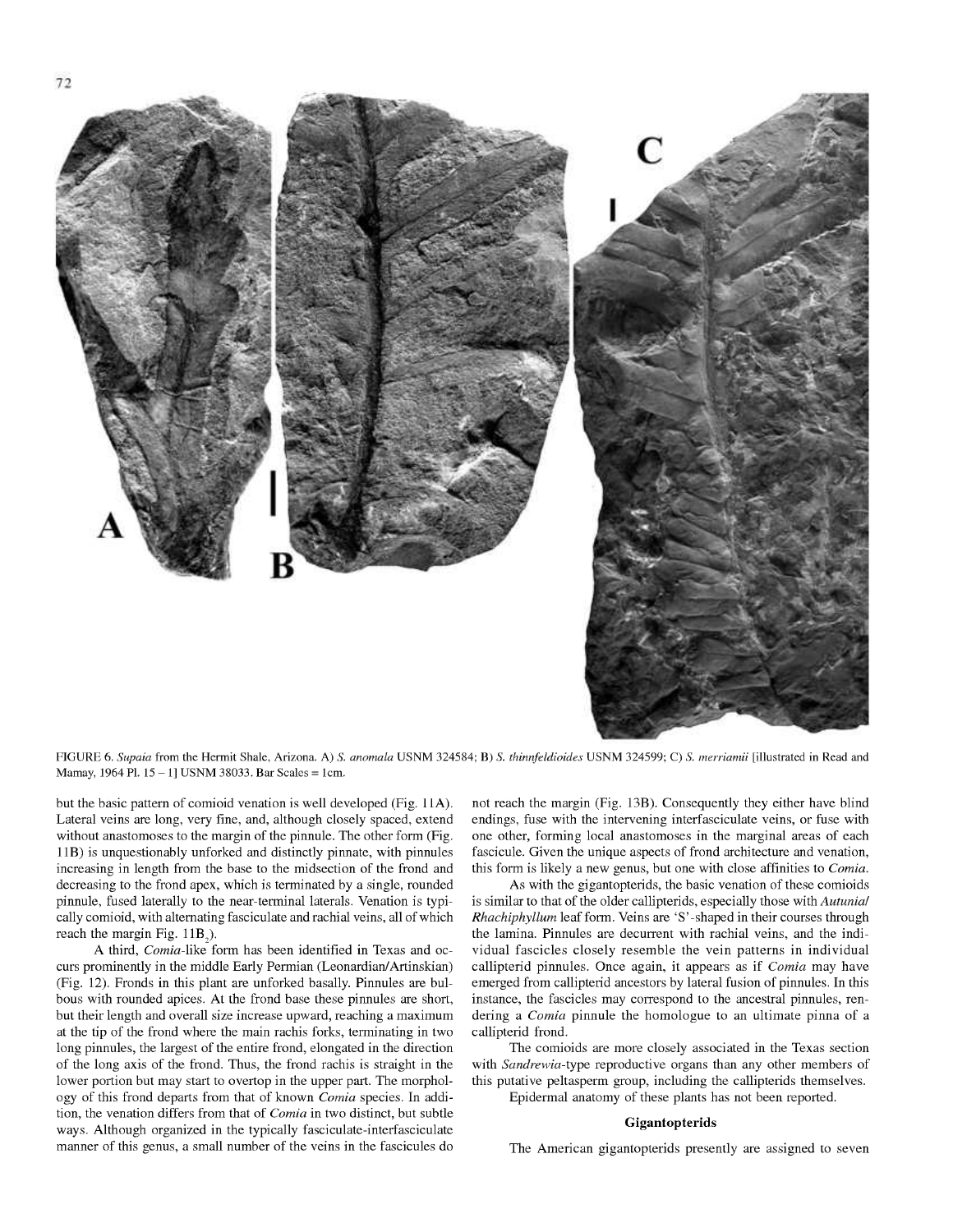FIGURE 6. *Supaia* from the Hermit Shale, Arizona. A) *S. anomala* USNM 324584; B) *S. thinnfeldioides* USNM 324599; C) *S. merriamii* [illustrated in Read and Mamay, 1964 Pl. 15 – 1] USNM 38033. Bar Scales = 1cm.

but the basic pattern of comioid venation is well developed (Fig. 11A). Lateral veins are long, very fine, and, although closely spaced, extend without anastomoses to the margin of the pinnule. The other form (Fig. 11B) is unquestionably unforked and distinctly pinnate, with pinnules increasing in length from the base to the midsection of the frond and decreasing to the frond apex, which is terminated by a single, rounded pinnule, fused laterally to the near-terminal laterals. Venation is typically comioid, with alternating fasciculate and rachial veins, all of which reach the margin Fig. $11B_2$).

A third, *Comia*-like form has been identified in Texas and occurs prominently in the middle Early Permian (Leonardian/Artinskian) (Fig. 12). Fronds in this plant are unforked basally. Pinnules are bulbous with rounded apices. At the frond base these pinnules are short, but their length and overall size increase upward, reaching a maximum at the tip of the frond where the main rachis forks, terminating in two long pinnules, the largest of the entire frond, elongated in the direction of the long axis of the frond. Thus, the frond rachis is straight in the lower portion but may start to overtop in the upper part. The morphology of this frond departs from that of known *Comia* species. In addition, the venation differs from that of *Comia* in two distinct, but subtle ways. Although organized in the typically fasciculate-interfasciculate manner of this genus, a small number of the veins in the fascicules do not reach the margin (Fig. 13B). Consequently they either have blind endings, fuse with the intervening interfasciculate veins, or fuse with one other, forming local anastomoses in the marginal areas of each fascicule. Given the unique aspects of frond architecture and venation, this form is likely a new genus, but one with close affinities to *Comia*.

As with the gigantopterids, the basic venation of these comioids is similar to that of the older callipterids, especially those with *Autunia*/*Rhachiphyllum* leaf form. Veins are 'S'-shaped in their courses through the lamina. Pinnules are decurrent with rachial veins, and the individual fascicles closely resemble the vein patterns in individual callipterid pinnules. Once again, it appears as if *Comia* may have emerged from callipterid ancestors by lateral fusion of pinnules. In this instance, the fascicles may correspond to the ancestral pinnules, rendering a *Comia* pinnule the homologue to an ultimate pinna of a callipterid frond.

The comioids are more closely associated in the Texas section with *Sandrewia*-type reproductive organs than any other members of this putative peltasperm group, including the callipterids themselves.

Epidermal anatomy of these plants has not been reported.

### Gigantopterids

The American gigantopterids presently are assigned to seven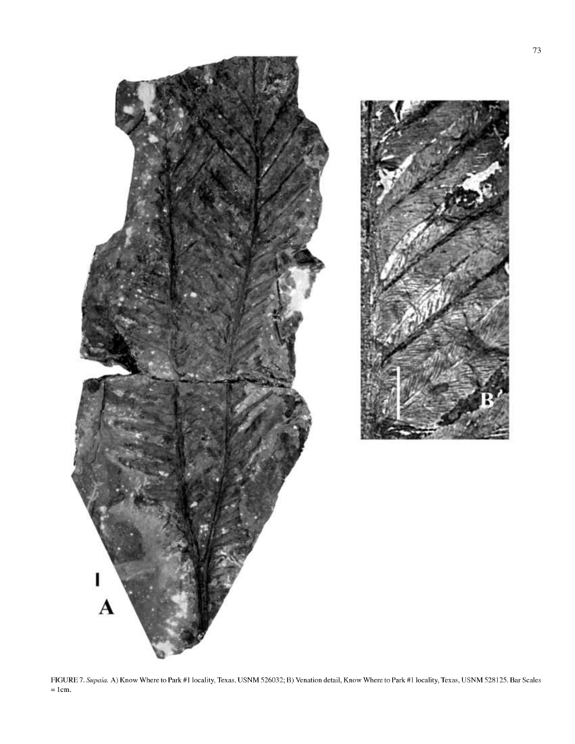FIGURE 7. *Supaia.* A) Know Where to Park #1 locality, Texas, USNM 526032; B) Venation detail, Know Where to Park #1 locality, Texas, USNM 528125. Bar Scales = 1cm.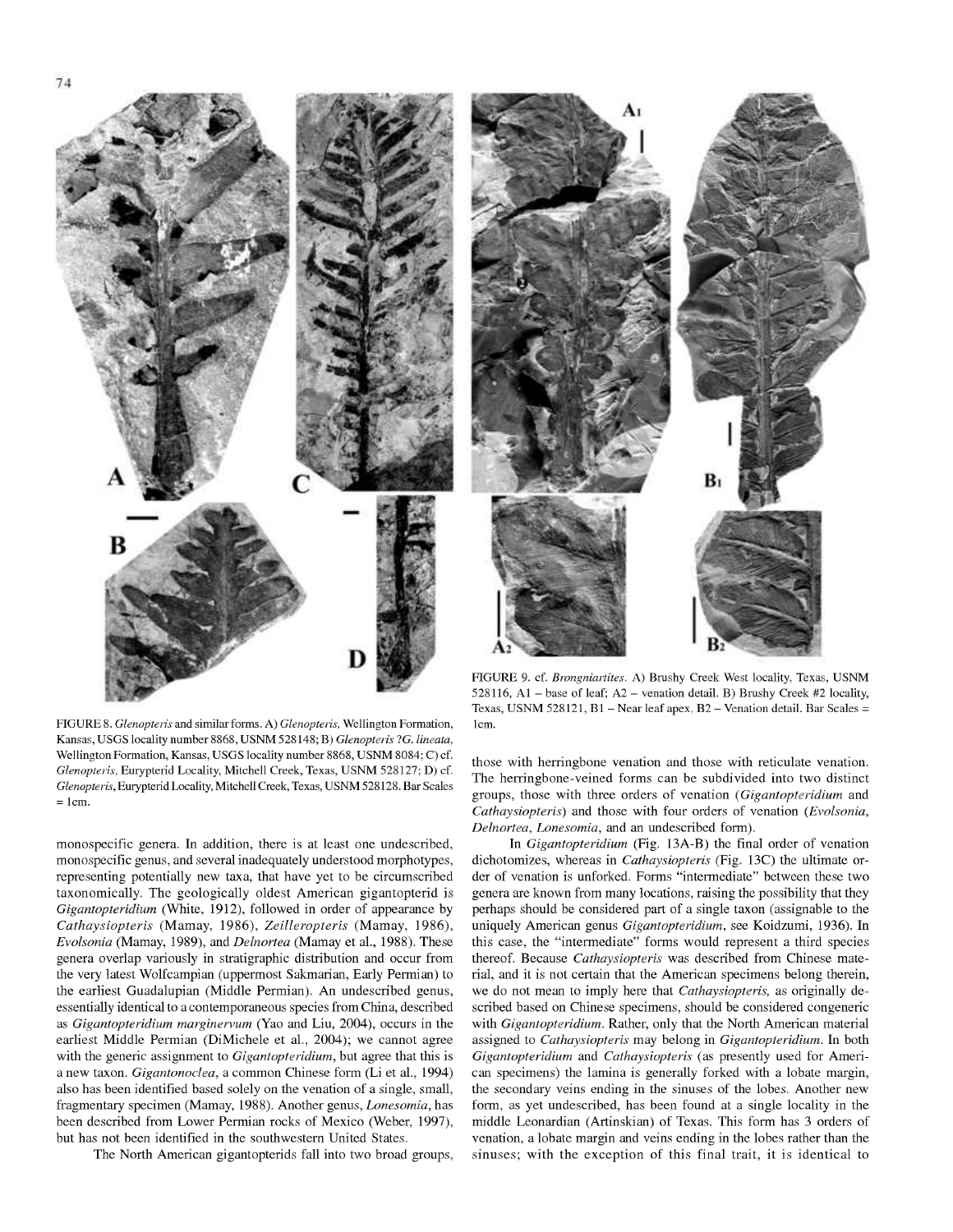FIGURE 8. *Glenopteris* and similar forms. A) *Glenopteris*, Wellington Formation, Kansas, USGS locality number 8868, USNM 528148; B) *Glenopteris ?G. lineata*, Wellington Formation, Kansas, USGS locality number 8868, USNM 8084; C) cf. *Glenopteris*, Eurypterid Locality, Mitchell Creek, Texas, USNM 528127; D) cf. *Glenopteris*, Eurypterid Locality, Mitchell Creek, Texas, USNM 528128. Bar Scales = 1cm.

FIGURE 9. cf. *Brongniartites*. A) Brushy Creek West locality, Texas, USNM 528116, A1 – base of leaf; A2 – venation detail. B) Brushy Creek #2 locality, Texas, USNM 528121, B1 – Near leaf apex, B2 – Venation detail. Bar Scales = 1cm.

monospecific genera. In addition, there is at least one undescribed, monospecific genus, and several inadequately understood morphotypes, representing potentially new taxa, that have yet to be circumscribed taxonomically. The geologically oldest American gigantopterid is *Gigantopteridium* (White, 1912), followed in order of appearance by *Cathaysiopteris* (Mamay, 1986), *Zeilleropteris* (Mamay, 1986), *Evolsonia* (Mamay, 1989), and *Delnortea* (Mamay et al., 1988). These genera overlap variously in stratigraphic distribution and occur from the very latest Wolfcampian (uppermost Sakmarian, Early Permian) to the earliest Guadalupian (Middle Permian). An undescribed genus, essentially identical to a contemporaneous species from China, described as *Gigantopteridium marginervum* (Yao and Liu, 2004), occurs in the earliest Middle Permian (DiMichele et al., 2004); we cannot agree with the generic assignment to *Gigantopteridium*, but agree that this is a new taxon. *Gigantonoclea*, a common Chinese form (Li et al., 1994) also has been identified based solely on the venation of a single, small, fragmentary specimen (Mamay, 1988). Another genus, *Lonesomia*, has been described from Lower Permian rocks of Mexico (Weber, 1997), but has not been identified in the southwestern United States.

The North American gigantopterids fall into two broad groups, those with herringbone venation and those with reticulate venation. The herringbone-veined forms can be subdivided into two distinct groups, those with three orders of venation (*Gigantopteridium* and *Cathaysiopteris*) and those with four orders of venation (*Evolsonia*, *Delnortea*, *Lonesomia*, and an undescribed form).

In *Gigantopteridium* (Fig. 13A-B) the final order of venation dichotomizes, whereas in *Cathaysiopteris* (Fig. 13C) the ultimate order of venation is unforked. Forms "intermediate" between these two genera are known from many locations, raising the possibility that they perhaps should be considered part of a single taxon (assignable to the uniquely American genus *Gigantopteridium*, see Koidzumi, 1936). In this case, the "intermediate" forms would represent a third species thereof. Because *Cathaysiopteris* was described from Chinese material, and it is not certain that the American specimens belong therein, we do not mean to imply here that *Cathaysiopteris,* as originally described based on Chinese specimens, should be considered congeneric with *Gigantopteridium*. Rather, only that the North American material assigned to *Cathaysiopteris* may belong in *Gigantopteridium*. In both *Gigantopteridium* and *Cathaysiopteris* (as presently used for American specimens) the lamina is generally forked with a lobate margin, the secondary veins ending in the sinuses of the lobes. Another new form, as yet undescribed, has been found at a single locality in the middle Leonardian (Artinskian) of Texas. This form has 3 orders of venation, a lobate margin and veins ending in the lobes rather than the sinuses; with the exception of this final trait, it is identical to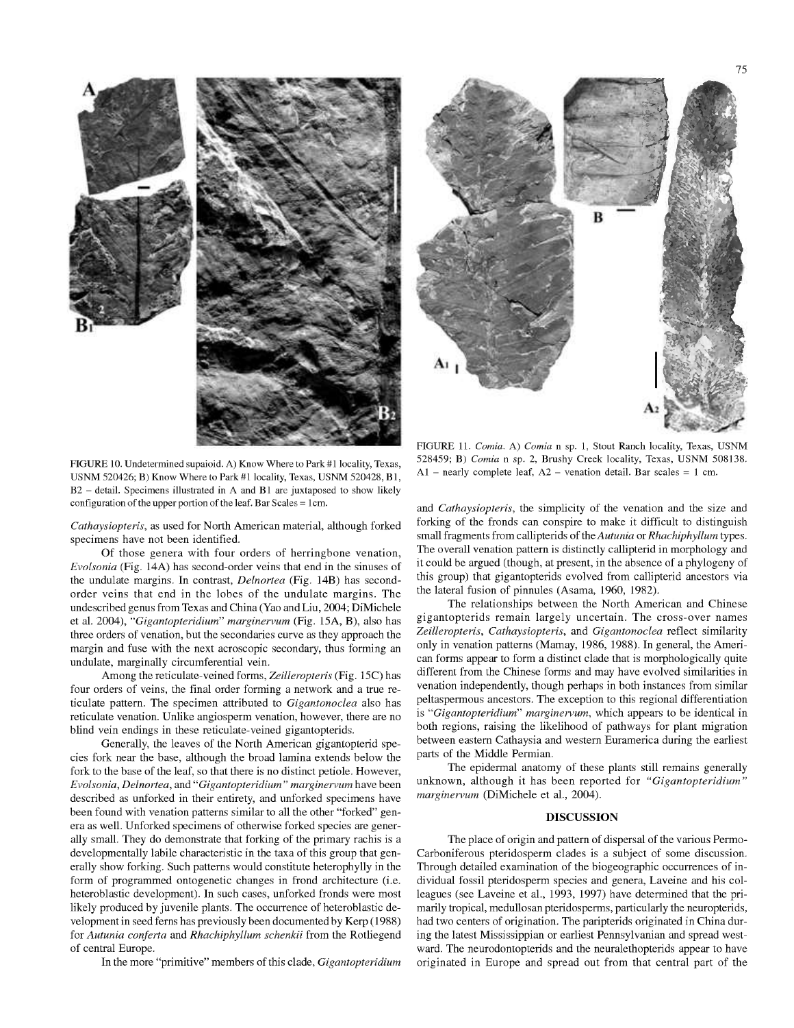FIGURE 10. Undetermined supaioid. A) Know Where to Park #1 locality, Texas, USNM 520426; B) Know Where to Park #1 locality, Texas, USNM 520428, B1, B2 – detail. Specimens illustrated in A and B1 are juxtaposed to show likely configuration of the upper portion of the leaf. Bar Scales = 1cm.

FIGURE 11. *Comia*. A) *Comia* n sp. 1, Stout Ranch locality, Texas, USNM 528459; B) *Comia* n sp. 2, Brushy Creek locality, Texas, USNM 508138. A1 – nearly complete leaf, A2 – venation detail. Bar scales = 1 cm.

*Cathaysiopteris*, as used for North American material, although forked specimens have not been identified.

Of those genera with four orders of herringbone venation, *Evolsonia* (Fig. 14A) has second-order veins that end in the sinuses of the undulate margins. In contrast, *Delnortea* (Fig. 14B) has second-order veins that end in the lobes of the undulate margins. The undescribed genus from Texas and China (Yao and Liu, 2004; DiMichele et al. 2004), "*Gigantopteridium*" *marginervum* (Fig. 15A, B), also has three orders of venation, but the secondaries curve as they approach the margin and fuse with the next acroscopic secondary, thus forming an undulate, marginally circumferential vein.

Among the reticulate-veined forms, *Zeilleropteris* (Fig. 15C) has four orders of veins, the final order forming a network and a true reticulate pattern. The specimen attributed to *Gigantonoclea* also has reticulate venation. Unlike angiosperm venation, however, there are no blind vein endings in these reticulate-veined gigantopterids.

Generally, the leaves of the North American gigantopterid species fork near the base, although the broad lamina extends below the fork to the base of the leaf, so that there is no distinct petiole. However, *Evolsonia*, *Delnortea*, and "*Gigantopteridium*" *marginervum* have been described as unforked in their entirety, and unforked specimens have been found with venation patterns similar to all the other "forked" genera as well. Unforked specimens of otherwise forked species are generally small. They do demonstrate that forking of the primary rachis is a developmentally labile characteristic in the taxa of this group that generally show forking. Such patterns would constitute heterophylly in the form of programmed ontogenetic changes in frond architecture (i.e. heteroblastic development). In such cases, unforked fronds were most likely produced by juvenile plants. The occurrence of heteroblastic development in seed ferns has previously been documented by Kerp (1988) for *Autunia conferta* and *Rhachiphyllum schenkii* from the Rotliegend of central Europe.

In the more "primitive" members of this clade, *Gigantopteridium* and *Cathaysiopteris*, the simplicity of the venation and the size and forking of the fronds can conspire to make it difficult to distinguish small fragments from callipterids of the *Autunia* or *Rhachiphyllum* types. The overall venation pattern is distinctly callipterid in morphology and it could be argued (though, at present, in the absence of a phylogeny of this group) that gigantopterids evolved from callipterid ancestors via the lateral fusion of pinnules (Asama, 1960, 1982).

The relationships between the North American and Chinese gigantopterids remain largely uncertain. The cross-over names *Zeilleropteris*, *Cathaysiopteris*, and *Gigantonoclea* reflect similarity only in venation patterns (Mamay, 1986, 1988). In general, the American forms appear to form a distinct clade that is morphologically quite different from the Chinese forms and may have evolved similarities in venation independently, though perhaps in both instances from similar peltaspermous ancestors. The exception to this regional differentiation is "*Gigantopteridium*" *marginervum*, which appears to be identical in both regions, raising the likelihood of pathways for plant migration between eastern Cathaysia and western Euramerica during the earliest parts of the Middle Permian.

The epidermal anatomy of these plants still remains generally unknown, although it has been reported for "*Gigantopteridium*" *marginervum* (DiMichele et al., 2004).

## DISCUSSION

The place of origin and pattern of dispersal of the various Permo-Carboniferous pteridosperm clades is a subject of some discussion. Through detailed examination of the biogeographic occurrences of individual fossil pteridosperm species and genera, Laveine and his colleagues (see Laveine et al., 1993, 1997) have determined that the primarily tropical, medullosan pteridosperms, particularly the neuropterids, had two centers of origination. The paripterids originated in China during the latest Mississippian or earliest Pennsylvanian and spread westward. The neurodontopterids and the neuralethopterids appear to have originated in Europe and spread out from that central part of the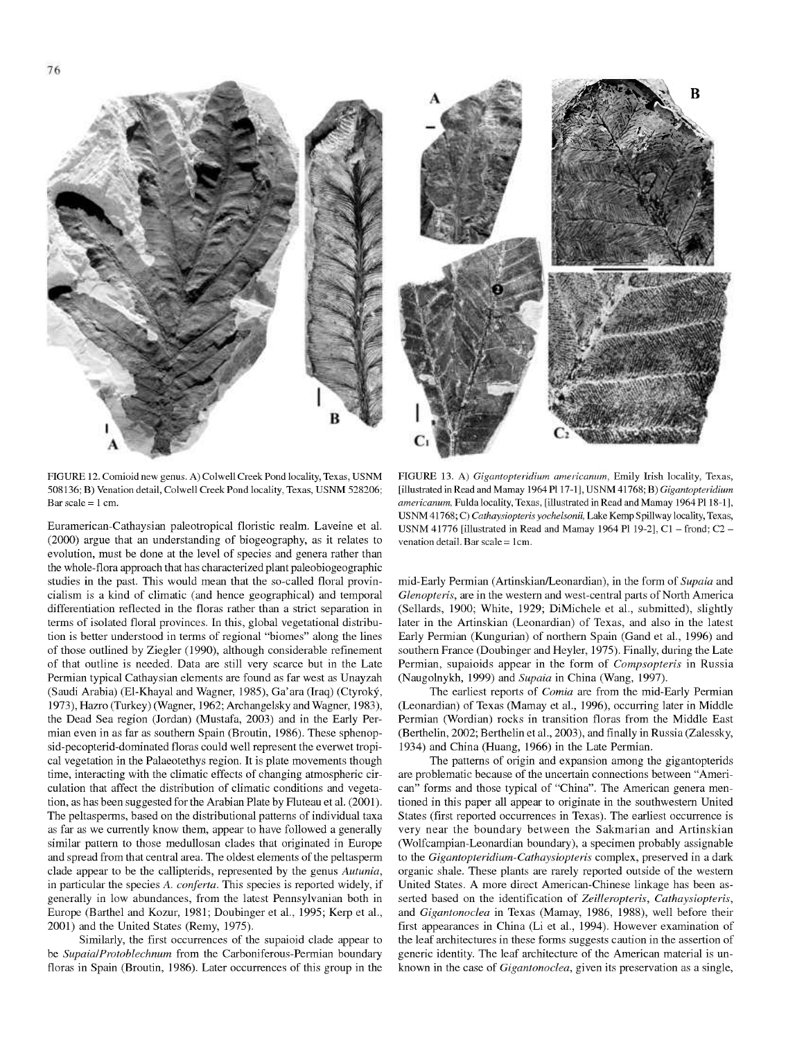FIGURE 12. Comioid new genus. A) Colwell Creek Pond locality, Texas, USNM 508136; B) Venation detail, Colwell Creek Pond locality, Texas, USNM 528206; Bar scale = 1 cm.

FIGURE 13. A) *Gigantopteridium americanum*, Emily Irish locality, Texas, [illustrated in Read and Mamay 1964 Pl 17-1], USNM 41768; B) *Gigantopteridium americanum*, Fulda locality, Texas, [illustrated in Read and Mamay 1964 Pl 18-1], USNM 41768; C) *Cathaysiopteris yochelsonii*, Lake Kemp Spillway locality, Texas, USNM 41776 [illustrated in Read and Mamay 1964 Pl 19-2], C1 – frond; C2 – venation detail. Bar scale = 1cm.

Euramerican-Cathaysian paleotropical floristic realm. Laveine et al. (2000) argue that an understanding of biogeography, as it relates to evolution, must be done at the level of species and genera rather than the whole-flora approach that has characterized plant paleobiogeographic studies in the past. This would mean that the so-called floral provincialism is a kind of climatic (and hence geographical) and temporal differentiation reflected in the floras rather than a strict separation in terms of isolated floral provinces. In this, global vegetational distribution is better understood in terms of regional "biomes" along the lines of those outlined by Ziegler (1990), although considerable refinement of that outline is needed. Data are still very scarce but in the Late Permian typical Cathaysian elements are found as far west as Unayzah (Saudi Arabia) (El-Khayal and Wagner, 1985), Ga'ara (Iraq) (Ctyroký, 1973), Hazro (Turkey) (Wagner, 1962; Archangelsky and Wagner, 1983), the Dead Sea region (Jordan) (Mustafa, 2003) and in the Early Permian even in as far as southern Spain (Broutin, 1986). These sphenopsid-pecopterid-dominated floras could well represent the everwet tropical vegetation in the Palaeotethys region. It is plate movements though time, interacting with the climatic effects of changing atmospheric circulation that affect the distribution of climatic conditions and vegetation, as has been suggested for the Arabian Plate by Fluteau et al. (2001). The peltasperms, based on the distributional patterns of individual taxa as far as we currently know them, appear to have followed a generally similar pattern to those medullosan clades that originated in Europe and spread from that central area. The oldest elements of the peltasperm clade appear to be the callipterids, represented by the genus *Autunia*, in particular the species *A. conferta*. This species is reported widely, if generally in low abundances, from the latest Pennsylvanian both in Europe (Barthel and Kozur, 1981; Doubinger et al., 1995; Kerp et al., 2001) and the United States (Remy, 1975).

Similarly, the first occurrences of the supaioid clade appear to be *Supaia/Protoblechnum* from the Carboniferous-Permian boundary floras in Spain (Broutin, 1986). Later occurrences of this group in the mid-Early Permian (Artinskian/Leonardian), in the form of *Supaia* and *Glenopteris*, are in the western and west-central parts of North America (Sellards, 1900; White, 1929; DiMichele et al., submitted), slightly later in the Artinskian (Leonardian) of Texas, and also in the latest Early Permian (Kungurian) of northern Spain (Gand et al., 1996) and southern France (Doubinger and Heyler, 1975). Finally, during the Late Permian, supaioids appear in the form of *Compsopteris* in Russia (Naugolnykh, 1999) and *Supaia* in China (Wang, 1997).

The earliest reports of *Comia* are from the mid-Early Permian (Leonardian) of Texas (Mamay et al., 1996), occurring later in Middle Permian (Wordian) rocks in transition floras from the Middle East (Berthelin, 2002; Berthelin et al., 2003), and finally in Russia (Zalessky, 1934) and China (Huang, 1966) in the Late Permian.

The patterns of origin and expansion among the gigantopterids are problematic because of the uncertain connections between "American" forms and those typical of "China". The American genera mentioned in this paper all appear to originate in the southwestern United States (first reported occurrences in Texas). The earliest occurrence is very near the boundary between the Sakmarian and Artinskian (Wolfcampian-Leonardian boundary), a specimen probably assignable to the *Gigantopteridium-Cathaysiopteris* complex, preserved in a dark organic shale. These plants are rarely reported outside of the western United States. A more direct American-Chinese linkage has been asserted based on the identification of *Zeilleropteris*, *Cathaysiopteris*, and *Gigantonoclea* in Texas (Mamay, 1986, 1988), well before their first appearances in China (Li et al., 1994). However examination of the leaf architectures in these forms suggests caution in the assertion of generic identity. The leaf architecture of the American material is unknown in the case of *Gigantonoclea*, given its preservation as a single,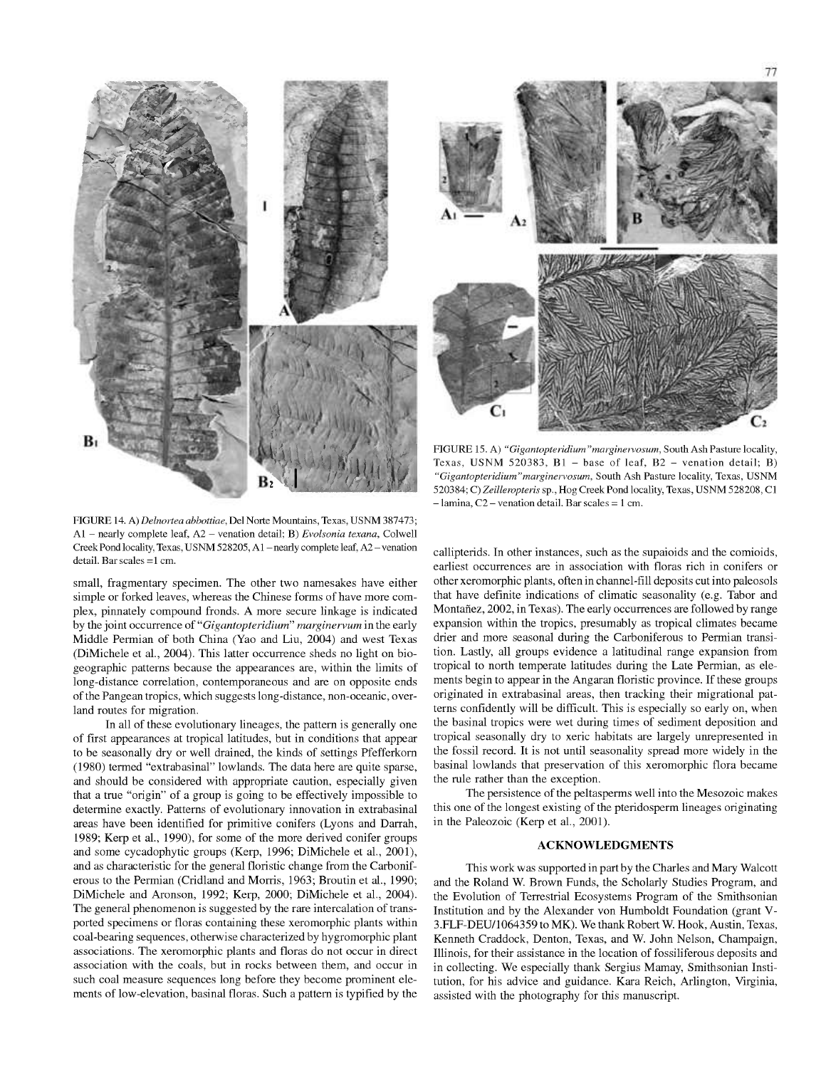FIGURE 14. A) *Delnortea abbottiae*, Del Norte Mountains, Texas, USNM 387473; A1 – nearly complete leaf, A2 – venation detail; B) *Evolsonia texana*, Colwell Creek Pond locality, Texas, USNM 528205, A1 – nearly complete leaf, A2 – venation detail. Bar scales =1 cm.

FIGURE 15. A) *"Gigantopteridium" marginervosum*, South Ash Pasture locality, Texas, USNM 520383, B1 – base of leaf, B2 – venation detail; B) *"Gigantopteridium" marginervosum*, South Ash Pasture locality, Texas, USNM 520384; C) *Zeilleropteris* sp., Hog Creek Pond locality, Texas, USNM 528208, C1 – lamina, C2 – venation detail. Bar scales = 1 cm.

small, fragmentary specimen. The other two namesakes have either simple or forked leaves, whereas the Chinese forms of have more complex, pinnately compound fronds. A more secure linkage is indicated by the joint occurrence of "*Gigantopteridium*" *marginervum* in the early Middle Permian of both China (Yao and Liu, 2004) and west Texas (DiMichele et al., 2004). This latter occurrence sheds no light on biogeographic patterns because the appearances are, within the limits of long-distance correlation, contemporaneous and are on opposite ends of the Pangean tropics, which suggests long-distance, non-oceanic, overland routes for migration.

In all of these evolutionary lineages, the pattern is generally one of first appearances at tropical latitudes, but in conditions that appear to be seasonally dry or well drained, the kinds of settings Pfefferkorn (1980) termed "extrabasinal" lowlands. The data here are quite sparse, and should be considered with appropriate caution, especially given that a true "origin" of a group is going to be effectively impossible to determine exactly. Patterns of evolutionary innovation in extrabasinal areas have been identified for primitive conifers (Lyons and Darrah, 1989; Kerp et al., 1990), for some of the more derived conifer groups and some cycadophytic groups (Kerp, 1996; DiMichele et al., 2001), and as characteristic for the general floristic change from the Carboniferous to the Permian (Cridland and Morris, 1963; Broutin et al., 1990; DiMichele and Aronson, 1992; Kerp, 2000; DiMichele et al., 2004). The general phenomenon is suggested by the rare intercalation of transported specimens or floras containing these xeromorphic plants within coal-bearing sequences, otherwise characterized by hygromorphic plant associations. The xeromorphic plants and floras do not occur in direct association with the coals, but in rocks between them, and occur in such coal measure sequences long before they become prominent elements of low-elevation, basinal floras. Such a pattern is typified by the callipterids. In other instances, such as the supaioids and the comioids, earliest occurrences are in association with floras rich in conifers or other xeromorphic plants, often in channel-fill deposits cut into paleosols that have definite indications of climatic seasonality (e.g. Tabor and Montañez, 2002, in Texas). The early occurrences are followed by range expansion within the tropics, presumably as tropical climates became drier and more seasonal during the Carboniferous to Permian transition. Lastly, all groups evidence a latitudinal range expansion from tropical to north temperate latitudes during the Late Permian, as elements begin to appear in the Angaran floristic province. If these groups originated in extrabasinal areas, then tracking their migrational patterns confidently will be difficult. This is especially so early on, when the basinal tropics were wet during times of sediment deposition and tropical seasonally dry to xeric habitats are largely unrepresented in the fossil record. It is not until seasonality spread more widely in the basinal lowlands that preservation of this xeromorphic flora became the rule rather than the exception.

The persistence of the peltasperms well into the Mesozoic makes this one of the longest existing of the pteridosperm lineages originating in the Paleozoic (Kerp et al., 2001).

## ACKNOWLEDGMENTS

This work was supported in part by the Charles and Mary Walcott and the Roland W. Brown Funds, the Scholarly Studies Program, and the Evolution of Terrestrial Ecosystems Program of the Smithsonian Institution and by the Alexander von Humboldt Foundation (grant V-3.FLF-DEU/1064359 to MK). We thank Robert W. Hook, Austin, Texas, Kenneth Craddock, Denton, Texas, and W. John Nelson, Champaign, Illinois, for their assistance in the location of fossiliferous deposits and in collecting. We especially thank Sergius Mamay, Smithsonian Institution, for his advice and guidance. Kara Reich, Arlington, Virginia, assisted with the photography for this manuscript.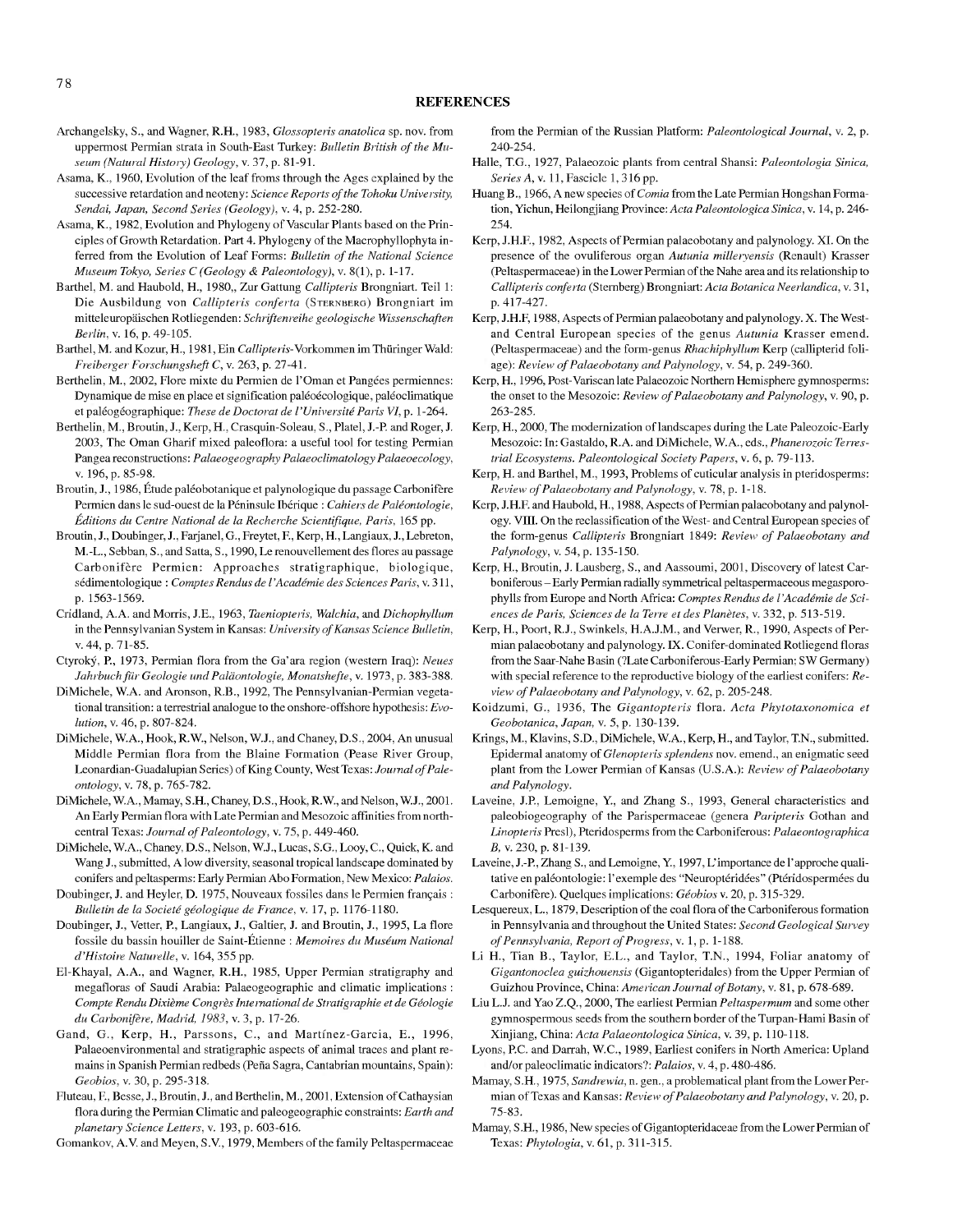## REFERENCES

Archangelsky, S., and Wagner, R.H., 1983, *Glossopteris anatolica* sp. nov. from uppermost Permian strata in South-East Turkey: *Bulletin British of the Museum (Natural History) Geology*, v. 37, p. 81-91.

Asama, K., 1960, Evolution of the leaf froms through the Ages explained by the successive retardation and neoteny: *Science Reports of the Tohoku University, Sendai, Japan, Second Series (Geology)*, v. 4, p. 252-280.

Asama, K., 1982, Evolution and Phylogeny of Vascular Plants based on the Principles of Growth Retardation. Part 4. Phylogeny of the Macrophyllophyta inferred from the Evolution of Leaf Forms: *Bulletin of the National Science Museum Tokyo, Series C (Geology & Paleontology)*, v. 8(1), p. 1-17.

Barthel, M. and Haubold, H., 1980,, Zur Gattung *Callipteris* Brongniart. Teil 1: Die Ausbildung von *Callipteris conferta* (Sternberg) Brongniart im mitteleuropäischen Rotliegenden: *Schriftenreihe geologische Wissenschaften Berlin*, v. 16, p. 49-105.

Barthel, M. and Kozur, H., 1981, Ein *Callipteris*-Vorkommen im Thüringer Wald: *Freiberger Forschungsheft C*, v. 263, p. 27-41.

Berthelin, M., 2002, Flore mixte du Permien de l'Oman et Pangées permiennes: Dynamique de mise en place et signification paléoécologique, paléoclimatique et paléogéographique: *These de Doctorat de l'Université Paris VI*, p. 1-264.

Berthelin, M., Broutin, J., Kerp, H., Crasquin-Soleau, S., Platel, J.-P. and Roger, J. 2003, The Oman Gharif mixed paleoflora: a useful tool for testing Permian Pangea reconstructions: *Palaeogeography Palaeoclimatology Palaeoecology*, v. 196, p. 85-98.

Broutin, J., 1986, Étude paléobotanique et palynologique du passage Carbonifère Permien dans le sud-ouest de la Péninsule Ibérique : *Cahiers de Paléontologie, Éditions du Centre National de la Recherche Scientifique, Paris*, 165 pp.

Broutin, J., Doubinger, J., Farjanel, G., Freytet, F., Kerp, H., Langiaux, J., Lebreton, M.-L., Sebban, S., and Satta, S., 1990, Le renouvellement des flores au passage Carbonifère Permien: Approaches stratigraphique, biologique, sédimentologique : *Comptes Rendus de l'Académie des Sciences Paris*, v. 311, p. 1563-1569.

Cridland, A.A. and Morris, J.E., 1963, *Taeniopteris*, *Walchia*, and *Dichophyllum* in the Pennsylvanian System in Kansas: *University of Kansas Science Bulletin*, v. 44, p. 71-85.

Ctyroký, P., 1973, Permian flora from the Ga'ara region (western Iraq): *Neues Jahrbuch für Geologie und Paläontologie, Monatshefte*, v. 1973, p. 383-388.

DiMichele, W.A. and Aronson, R.B., 1992, The Pennsylvanian-Permian vegetational transition: a terrestrial analogue to the onshore-offshore hypothesis: *Evolution*, v. 46, p. 807-824.

DiMichele, W.A., Hook, R.W., Nelson, W.J., and Chaney, D.S., 2004, An unusual Middle Permian flora from the Blaine Formation (Pease River Group, Leonardian-Guadalupian Series) of King County, West Texas: *Journal of Paleontology*, v. 78, p. 765-782.

DiMichele, W.A., Mamay, S.H., Chaney, D.S., Hook, R.W., and Nelson, W.J., 2001. An Early Permian flora with Late Permian and Mesozoic affinities from north-central Texas: *Journal of Paleontology*, v. 75, p. 449-460.

DiMichele, W.A., Chaney, D.S., Nelson, W.J., Lucas, S.G., Looy, C., Quick, K. and Wang J., submitted, A low diversity, seasonal tropical landscape dominated by conifers and peltasperms: Early Permian Abo Formation, New Mexico: *Palaios*.

Doubinger, J. and Heyler, D. 1975, Nouveaux fossiles dans le Permien français : *Bulletin de la Societé géologique de France*, v. 17, p. 1176-1180.

Doubinger, J., Vetter, P., Langiaux, J., Galtier, J. and Broutin, J., 1995, La flore fossile du bassin houiller de Saint-Étienne : *Memoires du Muséum National d'Histoire Naturelle*, v. 164, 355 pp.

El-Khayal, A.A., and Wagner, R.H., 1985, Upper Permian stratigraphy and megafloras of Saudi Arabia: Palaeogeographic and climatic implications : *Compte Rendu Dixième Congrès International de Stratigraphie et de Géologie du Carbonifère, Madrid, 1983*, v. 3, p. 17-26.

Gand, G., Kerp, H., Parssons, C., and Martínez-Garcia, E., 1996, Palaeoenvironmental and stratigraphic aspects of animal traces and plant remains in Spanish Permian redbeds (Peña Sagra, Cantabrian mountains, Spain): *Geobios*, v. 30, p. 295-318.

Fluteau, F., Besse, J., Broutin, J., and Berthelin, M., 2001, Extension of Cathaysian flora during the Permian Climatic and paleogeographic constraints: *Earth and planetary Science Letters*, v. 193, p. 603-616.

Gomankov, A.V. and Meyen, S.V., 1979, Members of the family Peltaspermaceae from the Permian of the Russian Platform: *Paleontological Journal*, v. 2, p. 240-254.

Halle, T.G., 1927, Palaeozoic plants from central Shansi: *Paleontologia Sinica, Series A*, v. 11, Fascicle 1, 316 pp.

Huang B., 1966, A new species of *Comia* from the Late Permian Hongshan Formation, Yichun, Heilongjiang Province: *Acta Paleontologica Sinica*, v. 14, p. 246-254.

Kerp, J.H.F., 1982, Aspects of Permian palaeobotany and palynology. XI. On the presence of the ovuliferous organ *Autunia milleryensis* (Renault) Krasser (Peltaspermaceae) in the Lower Permian of the Nahe area and its relationship to *Callipteris conferta* (Sternberg) Brongniart: *Acta Botanica Neerlandica*, v. 31, p. 417-427.

Kerp, J.H.F, 1988, Aspects of Permian palaeobotany and palynology. X. The West- and Central European species of the genus *Autunia* Krasser emend. (Peltaspermaceae) and the form-genus *Rhachiphyllum* Kerp (callipterid foliage): *Review of Palaeobotany and Palynology*, v. 54, p. 249-360.

Kerp, H., 1996, Post-Variscan late Palaeozoic Northern Hemisphere gymnosperms: the onset to the Mesozoic: *Review of Palaeobotany and Palynology*, v. 90, p. 263-285.

Kerp, H., 2000, The modernization of landscapes during the Late Paleozoic-Early Mesozoic: In: Gastaldo, R.A. and DiMichele, W.A., eds., *Phanerozoic Terrestrial Ecosystems. Paleontological Society Papers*, v. 6, p. 79-113.

Kerp, H. and Barthel, M., 1993, Problems of cuticular analysis in pteridosperms: *Review of Palaeobotany and Palynology*, v. 78, p. 1-18.

Kerp, J.H.F. and Haubold, H., 1988, Aspects of Permian palaeobotany and palynology. VIII. On the reclassification of the West- and Central European species of the form-genus *Callipteris* Brongniart 1849: *Review of Palaeobotany and Palynology*, v. 54, p. 135-150.

Kerp, H., Broutin, J. Lausberg, S., and Aassoumi, 2001, Discovery of latest Carboniferous – Early Permian radially symmetrical peltaspermaceous megasporophylls from Europe and North Africa: *Comptes Rendus de l'Académie de Sciences de Paris, Sciences de la Terre et des Planètes*, v. 332, p. 513-519.

Kerp, H., Poort, R.J., Swinkels, H.A.J.M., and Verwer, R., 1990, Aspects of Permian palaeobotany and palynology. IX. Conifer-dominated Rotliegend floras from the Saar-Nahe Basin (?Late Carboniferous-Early Permian: SW Germany) with special reference to the reproductive biology of the earliest conifers: *Review of Palaeobotany and Palynology*, v. 62, p. 205-248.

Koidzumi, G., 1936, The *Gigantopteris* flora. *Acta Phytotaxonomica et Geobotanica, Japan*, v. 5, p. 130-139.

Krings, M., Klavins, S.D., DiMichele, W.A., Kerp, H., and Taylor, T.N., submitted. Epidermal anatomy of *Glenopteris splendens* nov. emend., an enigmatic seed plant from the Lower Permian of Kansas (U.S.A.): *Review of Palaeobotany and Palynology*.

Laveine, J.P., Lemoigne, Y., and Zhang S., 1993, General characteristics and paleobiogeography of the Parispermaceae (genera *Paripteris* Gothan and *Linopteris* Presl), Pteridosperms from the Carboniferous: *Palaeontographica B*, v. 230, p. 81-139.

Laveine, J.-P., Zhang S., and Lemoigne, Y., 1997, L'importance de l'approche qualitative en paléontologie: l'exemple des "Neuroptéridées" (Ptéridospermées du Carbonifère). Quelques implications: *Géobios* v. 20, p. 315-329.

Lesquereux, L., 1879, Description of the coal flora of the Carboniferous formation in Pennsylvania and throughout the United States: *Second Geological Survey of Pennsylvania, Report of Progress*, v. 1, p. 1-188.

Li H., Tian B., Taylor, E.L., and Taylor, T.N., 1994, Foliar anatomy of *Gigantonoclea guizhouensis* (Gigantopteridales) from the Upper Permian of Guizhou Province, China: *American Journal of Botany*, v. 81, p. 678-689.

Liu L.J. and Yao Z.Q., 2000, The earliest Permian *Peltaspermum* and some other gymnospermous seeds from the southern border of the Turpan-Hami Basin of Xinjiang, China: *Acta Palaeontologica Sinica*, v. 39, p. 110-118.

Lyons, P.C. and Darrah, W.C., 1989, Earliest conifers in North America: Upland and/or paleoclimatic indicators?: *Palaios*, v. 4, p. 480-486.

Mamay, S.H., 1975, *Sandrewia*, n. gen., a problematical plant from the Lower Permian of Texas and Kansas: *Review of Palaeobotany and Palynology*, v. 20, p. 75-83.

Mamay, S.H., 1986, New species of Gigantopteridaceae from the Lower Permian of Texas: *Phytologia*, v. 61, p. 311-315.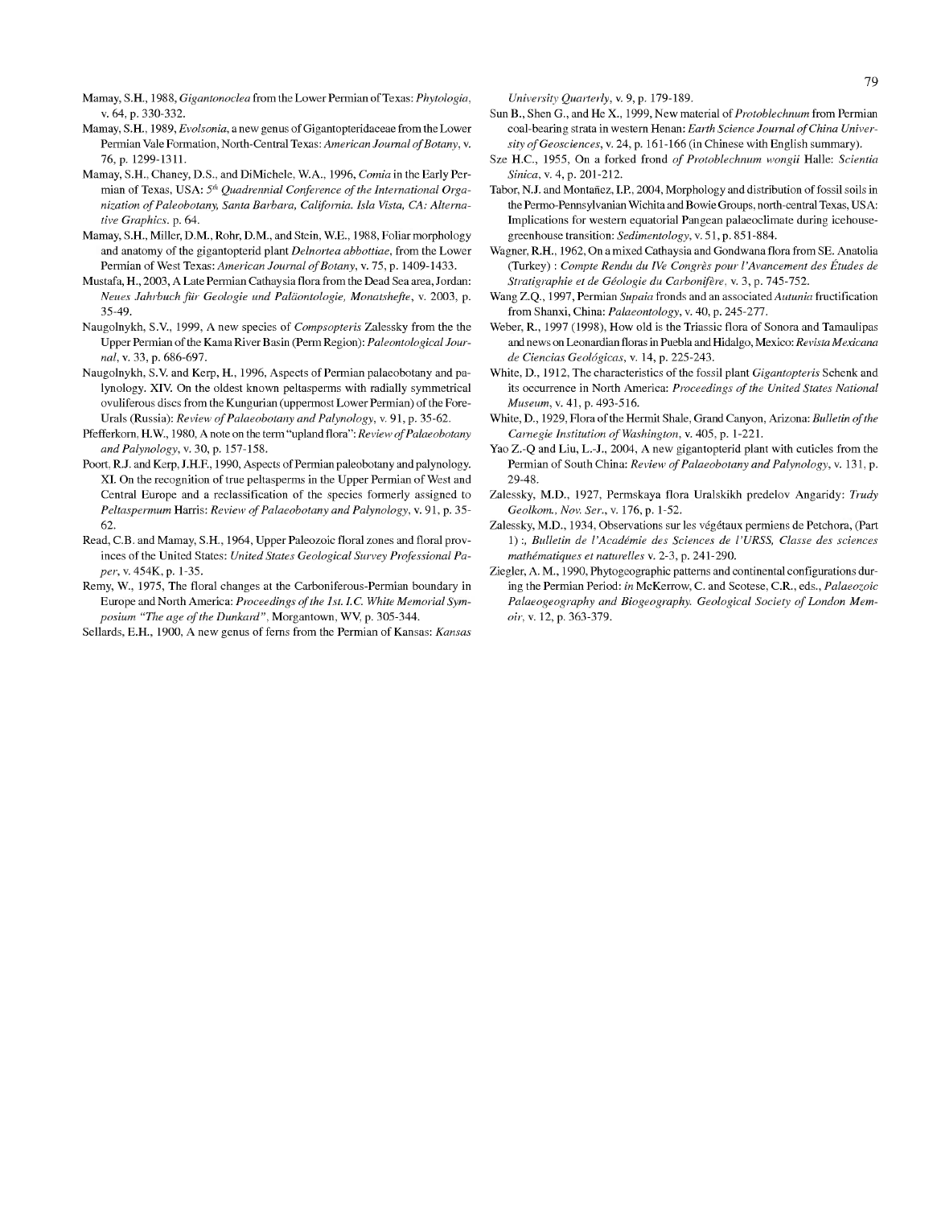Mamay, S.H., 1988, *Gigantonoclea* from the Lower Permian of Texas: *Phytologia*, v. 64, p. 330-332.

Mamay, S.H., 1989, *Evolsonia*, a new genus of Gigantopteridaceae from the Lower Permian Vale Formation, North-Central Texas: *American Journal of Botany*, v. 76, p. 1299-1311.

Mamay, S.H., Chaney, D.S., and DiMichele, W.A., 1996, *Comia* in the Early Permian of Texas, USA: *5th Quadrennial Conference of the International Organization of Paleobotany, Santa Barbara, California. Isla Vista, CA: Alternative Graphics*. p. 64.

Mamay, S.H., Miller, D.M., Rohr, D.M., and Stein, W.E., 1988, Foliar morphology and anatomy of the gigantopterid plant *Delnortea abbottiae*, from the Lower Permian of West Texas: *American Journal of Botany*, v. 75, p. 1409-1433.

Mustafa, H., 2003, A Late Permian Cathaysia flora from the Dead Sea area, Jordan: *Neues Jahrbuch für Geologie und Paläontologie, Monatshefte*, v. 2003, p. 35-49.

Naugolnykh, S.V., 1999, A new species of *Compsopteris* Zalessky from the the Upper Permian of the Kama River Basin (Perm Region): *Paleontological Journal*, v. 33, p. 686-697.

Naugolnykh, S.V. and Kerp, H., 1996, Aspects of Permian palaeobotany and palynology. XIV. On the oldest known peltasperms with radially symmetrical ovuliferous discs from the Kungurian (uppermost Lower Permian) of the Fore-Urals (Russia): *Review of Palaeobotany and Palynology*, v. 91, p. 35-62.

Pfefferkorn, H.W., 1980, A note on the term "upland flora": *Review of Palaeobotany and Palynology*, v. 30, p. 157-158.

Poort, R.J. and Kerp, J.H.F., 1990, Aspects of Permian paleobotany and palynology. XI. On the recognition of true peltasperms in the Upper Permian of West and Central Europe and a reclassification of the species formerly assigned to *Peltaspermum* Harris: *Review of Palaeobotany and Palynology*, v. 91, p. 35-62.

Read, C.B. and Mamay, S.H., 1964, Upper Paleozoic floral zones and floral provinces of the United States: *United States Geological Survey Professional Paper*, v. 454K, p. 1-35.

Remy, W., 1975, The floral changes at the Carboniferous-Permian boundary in Europe and North America: *Proceedings of the 1st. I.C. White Memorial Symposium "The age of the Dunkard"*, Morgantown, WV, p. 305-344.

Sellards, E.H., 1900, A new genus of ferns from the Permian of Kansas: *Kansas University Quarterly*, v. 9, p. 179-189.

Sun B., Shen G., and He X., 1999, New material of *Protoblechnum* from Permian coal-bearing strata in western Henan: *Earth Science Journal of China University of Geosciences*, v. 24, p. 161-166 (in Chinese with English summary).

Sze H.C., 1955, On a forked frond *of Protoblechnum wongii* Halle: *Scientia Sinica*, v. 4, p. 201-212.

Tabor, N.J. and Montañez, I.P., 2004, Morphology and distribution of fossil soils in the Permo-Pennsylvanian Wichita and Bowie Groups, north-central Texas, USA: Implications for western equatorial Pangean palaeoclimate during icehouse-greenhouse transition: *Sedimentology*, v. 51, p. 851-884.

Wagner, R.H., 1962, On a mixed Cathaysia and Gondwana flora from SE. Anatolia (Turkey) : *Compte Rendu du IVe Congrès pour l'Avancement des Études de Stratigraphie et de Géologie du Carbonifère*, v. 3, p. 745-752.

Wang Z.Q., 1997, Permian *Supaia* fronds and an associated *Autunia* fructification from Shanxi, China: *Palaeontology*, v. 40, p. 245-277.

Weber, R., 1997 (1998), How old is the Triassic flora of Sonora and Tamaulipas and news on Leonardian floras in Puebla and Hidalgo, Mexico: *Revista Mexicana de Ciencias Geológicas*, v. 14, p. 225-243.

White, D., 1912, The characteristics of the fossil plant *Gigantopteris* Schenk and its occurrence in North America: *Proceedings of the United States National Museum*, v. 41, p. 493-516.

White, D., 1929, Flora of the Hermit Shale, Grand Canyon, Arizona: *Bulletin of the Carnegie Institution of Washington*, v. 405, p. 1-221.

Yao Z.-Q and Liu, L.-J., 2004, A new gigantopterid plant with cuticles from the Permian of South China: *Review of Palaeobotany and Palynology*, v. 131, p. 29-48.

Zalessky, M.D., 1927, Permskaya flora Uralskikh predelov Angaridy: *Trudy Geolkom., Nov. Ser.*, v. 176, p. 1-52.

Zalessky, M.D., 1934, Observations sur les végétaux permiens de Petchora, (Part 1) :, *Bulletin de l'Académie des Sciences de l'URSS, Classe des sciences mathématiques et naturelles* v. 2-3, p. 241-290.

Ziegler, A. M., 1990, Phytogeographic patterns and continental configurations during the Permian Period: *in* McKerrow, C. and Scotese, C.R., eds., *Palaeozoic Palaeogeography and Biogeography. Geological Society of London Memoir*, v. 12, p. 363-379.